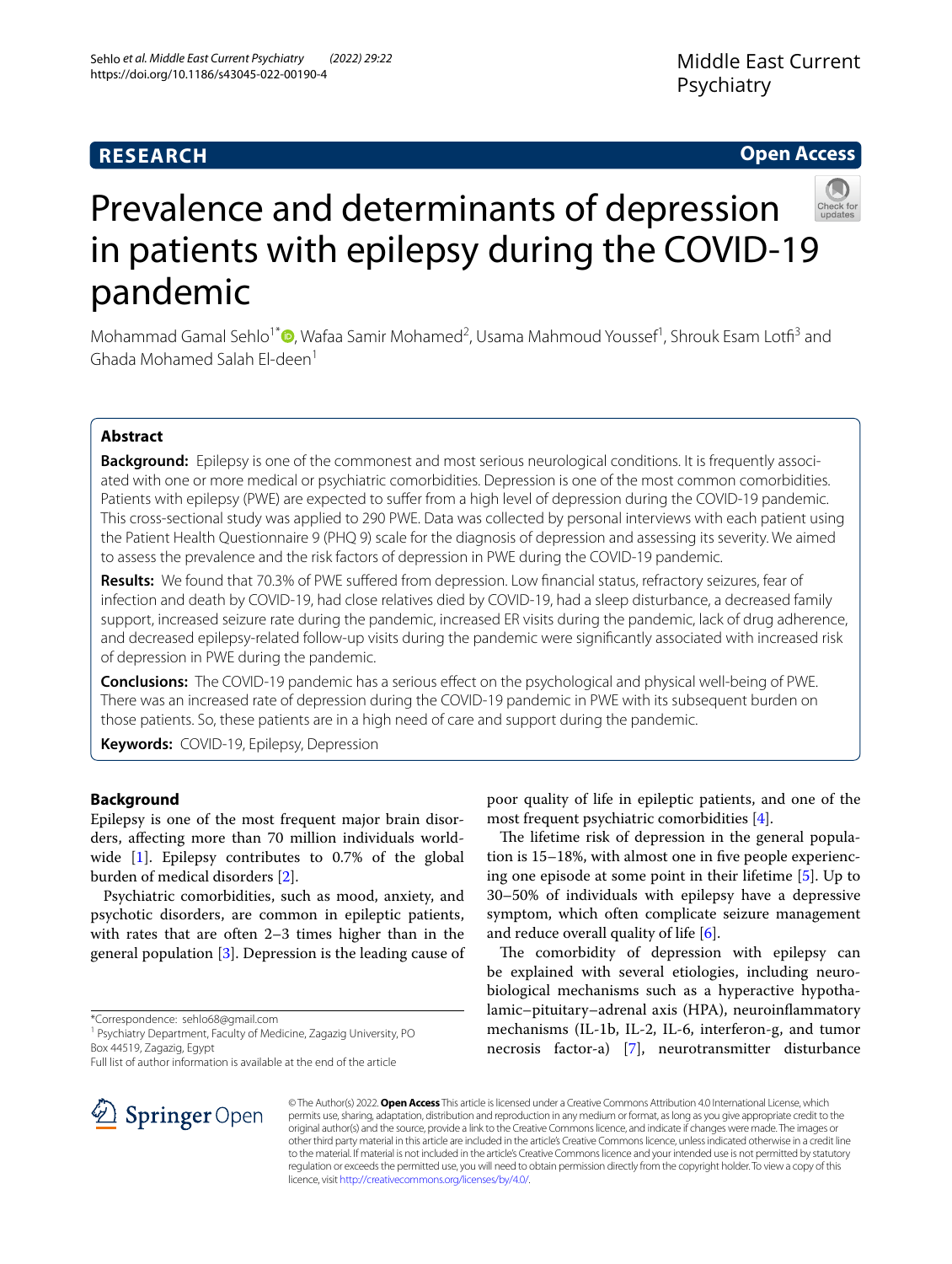RESEARCH

Open Access

# Prevalence and determinants of depression in patients with epilepsy during the COVID-19 pandemic

Mohammad Gamal Sehlo[1*], Wafaa Samir Mohamed[2], Usama Mahmoud Youssef[1], Shrouk Esam Lotfi[3] and Ghada Mohamed Salah El-deen[1]

## Abstract

**Background:** Epilepsy is one of the commonest and most serious neurological conditions. It is frequently associated with one or more medical or psychiatric comorbidities. Depression is one of the most common comorbidities. Patients with epilepsy (PWE) are expected to suffer from a high level of depression during the COVID-19 pandemic. This cross-sectional study was applied to 290 PWE. Data was collected by personal interviews with each patient using the Patient Health Questionnaire 9 (PHQ 9) scale for the diagnosis of depression and assessing its severity. We aimed to assess the prevalence and the risk factors of depression in PWE during the COVID-19 pandemic.

**Results:** We found that 70.3% of PWE suffered from depression. Low financial status, refractory seizures, fear of infection and death by COVID-19, had close relatives died by COVID-19, had a sleep disturbance, a decreased family support, increased seizure rate during the pandemic, increased ER visits during the pandemic, lack of drug adherence, and decreased epilepsy-related follow-up visits during the pandemic were significantly associated with increased risk of depression in PWE during the pandemic.

**Conclusions:** The COVID-19 pandemic has a serious effect on the psychological and physical well-being of PWE. There was an increased rate of depression during the COVID-19 pandemic in PWE with its subsequent burden on those patients. So, these patients are in a high need of care and support during the pandemic.

**Keywords:** COVID-19, Epilepsy, Depression

## Background

Epilepsy is one of the most frequent major brain disorders, affecting more than 70 million individuals worldwide [1]. Epilepsy contributes to 0.7% of the global burden of medical disorders [2].

Psychiatric comorbidities, such as mood, anxiety, and psychotic disorders, are common in epileptic patients, with rates that are often 2–3 times higher than in the general population [3]. Depression is the leading cause of poor quality of life in epileptic patients, and one of the most frequent psychiatric comorbidities [4].

The lifetime risk of depression in the general population is 15–18%, with almost one in five people experiencing one episode at some point in their lifetime [5]. Up to 30–50% of individuals with epilepsy have a depressive symptom, which often complicate seizure management and reduce overall quality of life [6].

The comorbidity of depression with epilepsy can be explained with several etiologies, including neurobiological mechanisms such as a hyperactive hypothalamic–pituitary–adrenal axis (HPA), neuroinflammatory mechanisms (IL-1b, IL-2, IL-6, interferon-g, and tumor necrosis factor-a) [7], neurotransmitter disturbance

*Correspondence: sehlo68@gmail.com

[1] Psychiatry Department, Faculty of Medicine, Zagazig University, PO Box 44519, Zagazig, Egypt

Full list of author information is available at the end of the article

© The Author(s) 2022. **Open Access** This article is licensed under a Creative Commons Attribution 4.0 International License, which permits use, sharing, adaptation, distribution and reproduction in any medium or format, as long as you give appropriate credit to the original author(s) and the source, provide a link to the Creative Commons licence, and indicate if changes were made. The images or other third party material in this article are included in the article's Creative Commons licence, unless indicated otherwise in a credit line to the material. If material is not included in the article's Creative Commons licence and your intended use is not permitted by statutory regulation or exceeds the permitted use, you will need to obtain permission directly from the copyright holder. To view a copy of this licence, visit http://creativecommons.org/licenses/by/4.0/.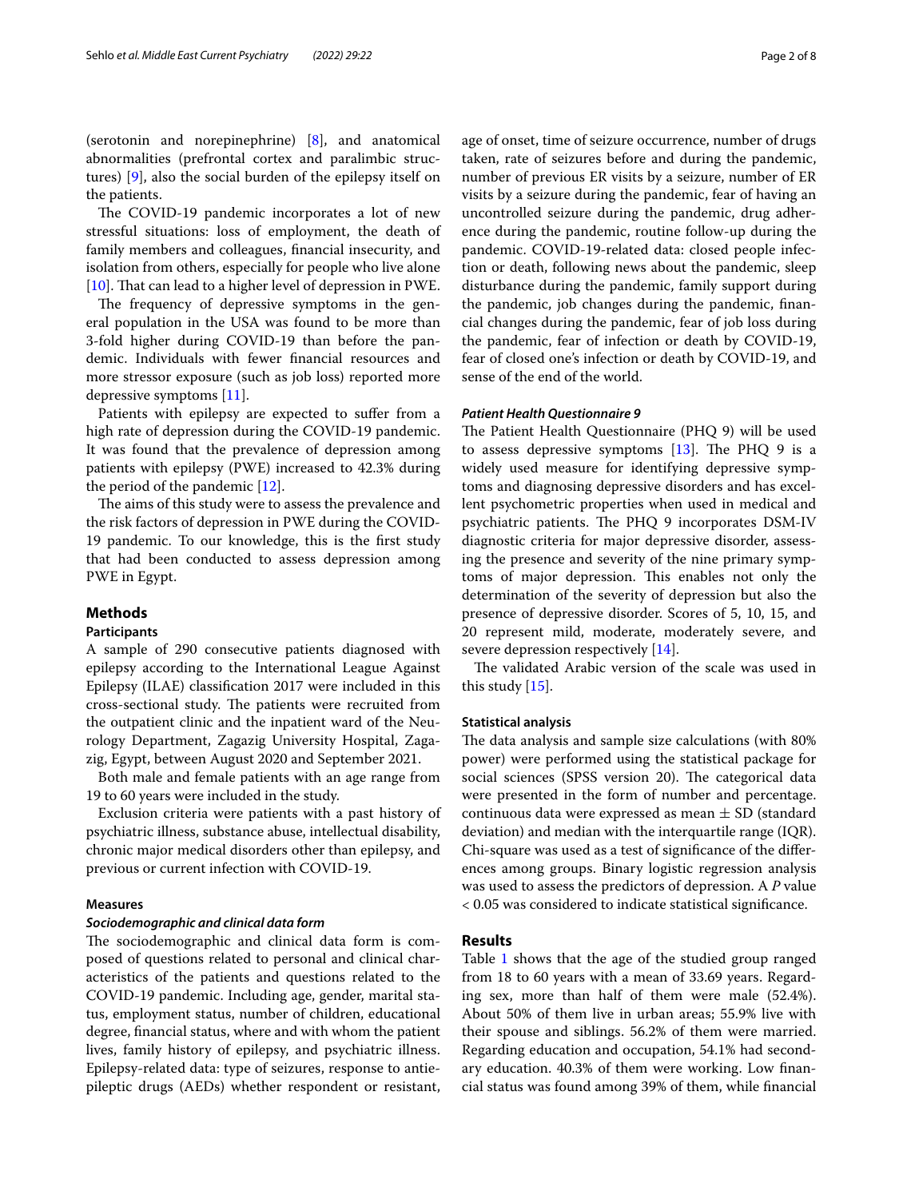(serotonin and norepinephrine) [8], and anatomical abnormalities (prefrontal cortex and paralimbic structures) [9], also the social burden of the epilepsy itself on the patients.

The COVID-19 pandemic incorporates a lot of new stressful situations: loss of employment, the death of family members and colleagues, financial insecurity, and isolation from others, especially for people who live alone [10]. That can lead to a higher level of depression in PWE.

The frequency of depressive symptoms in the general population in the USA was found to be more than 3-fold higher during COVID-19 than before the pandemic. Individuals with fewer financial resources and more stressor exposure (such as job loss) reported more depressive symptoms [11].

Patients with epilepsy are expected to suffer from a high rate of depression during the COVID-19 pandemic. It was found that the prevalence of depression among patients with epilepsy (PWE) increased to 42.3% during the period of the pandemic [12].

The aims of this study were to assess the prevalence and the risk factors of depression in PWE during the COVID-19 pandemic. To our knowledge, this is the first study that had been conducted to assess depression among PWE in Egypt.

## Methods

### Participants

A sample of 290 consecutive patients diagnosed with epilepsy according to the International League Against Epilepsy (ILAE) classification 2017 were included in this cross-sectional study. The patients were recruited from the outpatient clinic and the inpatient ward of the Neurology Department, Zagazig University Hospital, Zagazig, Egypt, between August 2020 and September 2021.

Both male and female patients with an age range from 19 to 60 years were included in the study.

Exclusion criteria were patients with a past history of psychiatric illness, substance abuse, intellectual disability, chronic major medical disorders other than epilepsy, and previous or current infection with COVID-19.

### Measures

#### *Sociodemographic and clinical data form*

The sociodemographic and clinical data form is composed of questions related to personal and clinical characteristics of the patients and questions related to the COVID-19 pandemic. Including age, gender, marital status, employment status, number of children, educational degree, financial status, where and with whom the patient lives, family history of epilepsy, and psychiatric illness. Epilepsy-related data: type of seizures, response to antiepileptic drugs (AEDs) whether respondent or resistant, age of onset, time of seizure occurrence, number of drugs taken, rate of seizures before and during the pandemic, number of previous ER visits by a seizure, number of ER visits by a seizure during the pandemic, fear of having an uncontrolled seizure during the pandemic, drug adherence during the pandemic, routine follow-up during the pandemic. COVID-19-related data: closed people infection or death, following news about the pandemic, sleep disturbance during the pandemic, family support during the pandemic, job changes during the pandemic, financial changes during the pandemic, fear of job loss during the pandemic, fear of infection or death by COVID-19, fear of closed one's infection or death by COVID-19, and sense of the end of the world.

#### *Patient Health Questionnaire 9*

The Patient Health Questionnaire (PHQ 9) will be used to assess depressive symptoms [13]. The PHQ 9 is a widely used measure for identifying depressive symptoms and diagnosing depressive disorders and has excellent psychometric properties when used in medical and psychiatric patients. The PHQ 9 incorporates DSM-IV diagnostic criteria for major depressive disorder, assessing the presence and severity of the nine primary symptoms of major depression. This enables not only the determination of the severity of depression but also the presence of depressive disorder. Scores of 5, 10, 15, and 20 represent mild, moderate, moderately severe, and severe depression respectively [14].

The validated Arabic version of the scale was used in this study [15].

### Statistical analysis

The data analysis and sample size calculations (with 80% power) were performed using the statistical package for social sciences (SPSS version 20). The categorical data were presented in the form of number and percentage. continuous data were expressed as mean ± SD (standard deviation) and median with the interquartile range (IQR). Chi-square was used as a test of significance of the differences among groups. Binary logistic regression analysis was used to assess the predictors of depression. A *P* value < 0.05 was considered to indicate statistical significance.

## Results

Table 1 shows that the age of the studied group ranged from 18 to 60 years with a mean of 33.69 years. Regarding sex, more than half of them were male (52.4%). About 50% of them live in urban areas; 55.9% live with their spouse and siblings. 56.2% of them were married. Regarding education and occupation, 54.1% had secondary education. 40.3% of them were working. Low financial status was found among 39% of them, while financial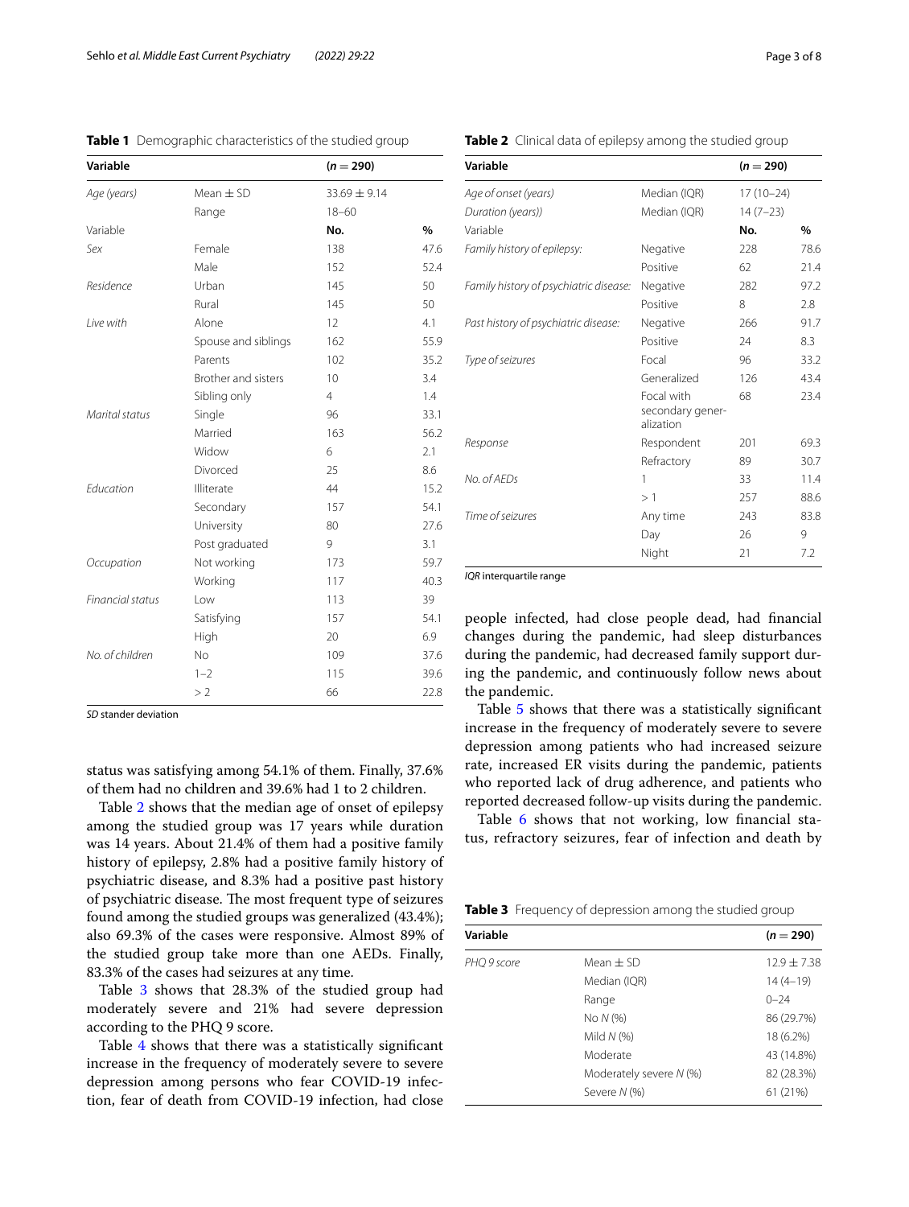**Table 1** Demographic characteristics of the studied group

| Variable | | (n = 290) | |
|---|---|---|---|
| *Age (years)* | Mean ± SD | 33.69 ± 9.14 | |
| | Range | 18–60 | |
| Variable | | **No.** | **%** |
| *Sex* | Female | 138 | 47.6 |
| | Male | 152 | 52.4 |
| *Residence* | Urban | 145 | 50 |
| | Rural | 145 | 50 |
| *Live with* | Alone | 12 | 4.1 |
| | Spouse and siblings | 162 | 55.9 |
| | Parents | 102 | 35.2 |
| | Brother and sisters | 10 | 3.4 |
| | Sibling only | 4 | 1.4 |
| *Marital status* | Single | 96 | 33.1 |
| | Married | 163 | 56.2 |
| | Widow | 6 | 2.1 |
| | Divorced | 25 | 8.6 |
| *Education* | Illiterate | 44 | 15.2 |
| | Secondary | 157 | 54.1 |
| | University | 80 | 27.6 |
| | Post graduated | 9 | 3.1 |
| *Occupation* | Not working | 173 | 59.7 |
| | Working | 117 | 40.3 |
| *Financial status* | Low | 113 | 39 |
| | Satisfying | 157 | 54.1 |
| | High | 20 | 6.9 |
| *No. of children* | No | 109 | 37.6 |
| | 1–2 | 115 | 39.6 |
| | > 2 | 66 | 22.8 |

*SD* stander deviation

status was satisfying among 54.1% of them. Finally, 37.6% of them had no children and 39.6% had 1 to 2 children.

Table 2 shows that the median age of onset of epilepsy among the studied group was 17 years while duration was 14 years. About 21.4% of them had a positive family history of epilepsy, 2.8% had a positive family history of psychiatric disease, and 8.3% had a positive past history of psychiatric disease. The most frequent type of seizures found among the studied groups was generalized (43.4%); also 69.3% of the cases were responsive. Almost 89% of the studied group take more than one AEDs. Finally, 83.3% of the cases had seizures at any time.

Table 3 shows that 28.3% of the studied group had moderately severe and 21% had severe depression according to the PHQ 9 score.

Table 4 shows that there was a statistically significant increase in the frequency of moderately severe to severe depression among persons who fear COVID-19 infection, fear of death from COVID-19 infection, had close people infected, had close people dead, had financial changes during the pandemic, had sleep disturbances during the pandemic, had decreased family support during the pandemic, and continuously follow news about the pandemic.

Table 5 shows that there was a statistically significant increase in the frequency of moderately severe to severe depression among patients who had increased seizure rate, increased ER visits during the pandemic, patients who reported lack of drug adherence, and patients who reported decreased follow-up visits during the pandemic.

Table 6 shows that not working, low financial status, refractory seizures, fear of infection and death by

**Table 2** Clinical data of epilepsy among the studied group

| Variable | | (n = 290) | |
|---|---|---|---|
| *Age of onset (years)* | Median (IQR) | 17 (10–24) | |
| *Duration (years))* | Median (IQR) | 14 (7–23) | |
| Variable | | **No.** | **%** |
| *Family history of epilepsy:* | Negative | 228 | 78.6 |
| | Positive | 62 | 21.4 |
| *Family history of psychiatric disease:* | Negative | 282 | 97.2 |
| | Positive | 8 | 2.8 |
| *Past history of psychiatric disease:* | Negative | 266 | 91.7 |
| | Positive | 24 | 8.3 |
| *Type of seizures* | Focal | 96 | 33.2 |
| | Generalized | 126 | 43.4 |
| | Focal with secondary generalization | 68 | 23.4 |
| *Response* | Respondent | 201 | 69.3 |
| | Refractory | 89 | 30.7 |
| *No. of AEDs* | 1 | 33 | 11.4 |
| | > 1 | 257 | 88.6 |
| *Time of seizures* | Any time | 243 | 83.8 |
| | Day | 26 | 9 |
| | Night | 21 | 7.2 |

*IQR* interquartile range

**Table 3** Frequency of depression among the studied group

| Variable | | (n = 290) |
|---|---|---|
| *PHQ 9 score* | Mean ± SD | 12.9 ± 7.38 |
| | Median (IQR) | 14 (4–19) |
| | Range | 0–24 |
| | No *N* (%) | 86 (29.7%) |
| | Mild *N* (%) | 18 (6.2%) |
| | Moderate | 43 (14.8%) |
| | Moderately severe *N* (%) | 82 (28.3%) |
| | Severe *N* (%) | 61 (21%) |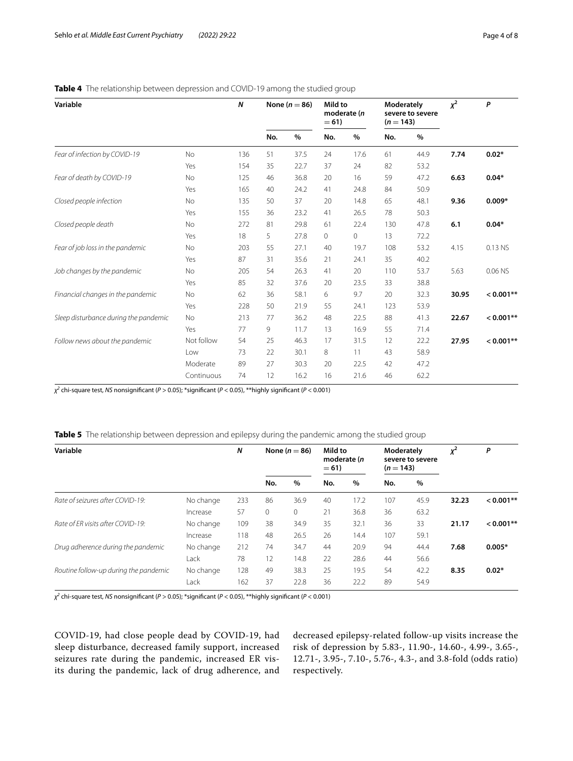**Table 4** The relationship between depression and COVID-19 among the studied group

| Variable | | N | None (n = 86) | | Mild to moderate (n = 61) | | Moderately severe to severe (n = 143) | | $\chi^2$ | P |
|---|---|---|---|---|---|---|---|---|---|---|
| | | | No. | % | No. | % | No. | % | | |
| *Fear of infection by COVID-19* | No | 136 | 51 | 37.5 | 24 | 17.6 | 61 | 44.9 | **7.74** | **0.02*** |
| | Yes | 154 | 35 | 22.7 | 37 | 24 | 82 | 53.2 | | |
| *Fear of death by COVID-19* | No | 125 | 46 | 36.8 | 20 | 16 | 59 | 47.2 | **6.63** | **0.04*** |
| | Yes | 165 | 40 | 24.2 | 41 | 24.8 | 84 | 50.9 | | |
| *Closed people infection* | No | 135 | 50 | 37 | 20 | 14.8 | 65 | 48.1 | **9.36** | **0.009*** |
| | Yes | 155 | 36 | 23.2 | 41 | 26.5 | 78 | 50.3 | | |
| *Closed people death* | No | 272 | 81 | 29.8 | 61 | 22.4 | 130 | 47.8 | **6.1** | **0.04*** |
| | Yes | 18 | 5 | 27.8 | 0 | 0 | 13 | 72.2 | | |
| *Fear of job loss in the pandemic* | No | 203 | 55 | 27.1 | 40 | 19.7 | 108 | 53.2 | 4.15 | 0.13 NS |
| | Yes | 87 | 31 | 35.6 | 21 | 24.1 | 35 | 40.2 | | |
| *Job changes by the pandemic* | No | 205 | 54 | 26.3 | 41 | 20 | 110 | 53.7 | 5.63 | 0.06 NS |
| | Yes | 85 | 32 | 37.6 | 20 | 23.5 | 33 | 38.8 | | |
| *Financial changes in the pandemic* | No | 62 | 36 | 58.1 | 6 | 9.7 | 20 | 32.3 | **30.95** | **< 0.001**** |
| | Yes | 228 | 50 | 21.9 | 55 | 24.1 | 123 | 53.9 | | |
| *Sleep disturbance during the pandemic* | No | 213 | 77 | 36.2 | 48 | 22.5 | 88 | 41.3 | **22.67** | **< 0.001**** |
| | Yes | 77 | 9 | 11.7 | 13 | 16.9 | 55 | 71.4 | | |
| *Follow news about the pandemic* | Not follow | 54 | 25 | 46.3 | 17 | 31.5 | 12 | 22.2 | **27.95** | **< 0.001**** |
| | Low | 73 | 22 | 30.1 | 8 | 11 | 43 | 58.9 | | |
| | Moderate | 89 | 27 | 30.3 | 20 | 22.5 | 42 | 47.2 | | |
| | Continuous | 74 | 12 | 16.2 | 16 | 21.6 | 46 | 62.2 | | |

$\chi^2$ chi-square test, *NS* nonsignificant ($P > 0.05$); *significant ($P < 0.05$), **highly significant ($P < 0.001$)

**Table 5** The relationship between depression and epilepsy during the pandemic among the studied group

| Variable | | N | None (n = 86) | | Mild to moderate (n = 61) | | Moderately severe to severe (n = 143) | | $\chi^2$ | P |
|---|---|---|---|---|---|---|---|---|---|---|
| | | | No. | % | No. | % | No. | % | | |
| *Rate of seizures after COVID-19:* | No change | 233 | 86 | 36.9 | 40 | 17.2 | 107 | 45.9 | **32.23** | **< 0.001**** |
| | Increase | 57 | 0 | 0 | 21 | 36.8 | 36 | 63.2 | | |
| *Rate of ER visits after COVID-19:* | No change | 109 | 38 | 34.9 | 35 | 32.1 | 36 | 33 | **21.17** | **< 0.001**** |
| | Increase | 118 | 48 | 26.5 | 26 | 14.4 | 107 | 59.1 | | |
| *Drug adherence during the pandemic* | No change | 212 | 74 | 34.7 | 44 | 20.9 | 94 | 44.4 | **7.68** | **0.005*** |
| | Lack | 78 | 12 | 14.8 | 22 | 28.6 | 44 | 56.6 | | |
| *Routine follow-up during the pandemic* | No change | 128 | 49 | 38.3 | 25 | 19.5 | 54 | 42.2 | **8.35** | **0.02*** |
| | Lack | 162 | 37 | 22.8 | 36 | 22.2 | 89 | 54.9 | | |

$\chi^2$ chi-square test, *NS* nonsignificant ($P > 0.05$); *significant ($P < 0.05$), **highly significant ($P < 0.001$)

COVID-19, had close people dead by COVID-19, had sleep disturbance, decreased family support, increased seizures rate during the pandemic, increased ER visits during the pandemic, lack of drug adherence, and decreased epilepsy-related follow-up visits increase the risk of depression by 5.83-, 11.90-, 14.60-, 4.99-, 3.65-, 12.71-, 3.95-, 7.10-, 5.76-, 4.3-, and 3.8-fold (odds ratio) respectively.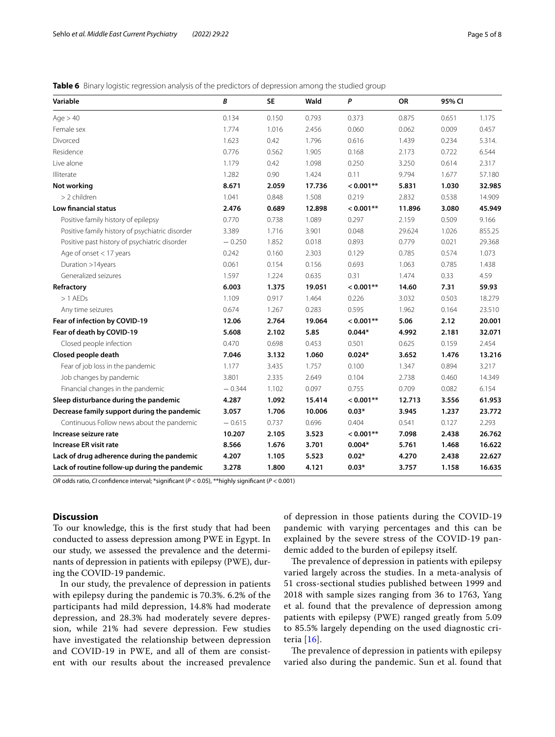**Table 6** Binary logistic regression analysis of the predictors of depression among the studied group

| Variable | B | SE | Wald | P | OR | 95% CI | |
|---|---|---|---|---|---|---|---|
| Age > 40 | 0.134 | 0.150 | 0.793 | 0.373 | 0.875 | 0.651 | 1.175 |
| Female sex | 1.774 | 1.016 | 2.456 | 0.060 | 0.062 | 0.009 | 0.457 |
| Divorced | 1.623 | 0.42 | 1.796 | 0.616 | 1.439 | 0.234 | 5.314. |
| Residence | 0.776 | 0.562 | 1.905 | 0.168 | 2.173 | 0.722 | 6.544 |
| Live alone | 1.179 | 0.42 | 1.098 | 0.250 | 3.250 | 0.614 | 2.317 |
| Illiterate | 1.282 | 0.90 | 1.424 | 0.11 | 9.794 | 1.677 | 57.180 |
| **Not working** | **8.671** | **2.059** | **17.736** | **< 0.001**** | **5.831** | **1.030** | **32.985** |
| > 2 children | 1.041 | 0.848 | 1.508 | 0.219 | 2.832 | 0.538 | 14.909 |
| **Low financial status** | **2.476** | **0.689** | **12.898** | **< 0.001**** | **11.896** | **3.080** | **45.949** |
| Positive family history of epilepsy | 0.770 | 0.738 | 1.089 | 0.297 | 2.159 | 0.509 | 9.166 |
| Positive family history of psychiatric disorder | 3.389 | 1.716 | 3.901 | 0.048 | 29.624 | 1.026 | 855.25 |
| Positive past history of psychiatric disorder | − 0.250 | 1.852 | 0.018 | 0.893 | 0.779 | 0.021 | 29.368 |
| Age of onset < 17 years | 0.242 | 0.160 | 2.303 | 0.129 | 0.785 | 0.574 | 1.073 |
| Duration >14years | 0.061 | 0.154 | 0.156 | 0.693 | 1.063 | 0.785 | 1.438 |
| Generalized seizures | 1.597 | 1.224 | 0.635 | 0.31 | 1.474 | 0.33 | 4.59 |
| **Refractory** | **6.003** | **1.375** | **19.051** | **< 0.001**** | **14.60** | **7.31** | **59.93** |
| > 1 AEDs | 1.109 | 0.917 | 1.464 | 0.226 | 3.032 | 0.503 | 18.279 |
| Any time seizures | 0.674 | 1.267 | 0.283 | 0.595 | 1.962 | 0.164 | 23.510 |
| **Fear of infection by COVID-19** | **12.06** | **2.764** | **19.064** | **< 0.001**** | **5.06** | **2.12** | **20.001** |
| **Fear of death by COVID-19** | **5.608** | **2.102** | **5.85** | **0.044*** | **4.992** | **2.181** | **32.071** |
| Closed people infection | 0.470 | 0.698 | 0.453 | 0.501 | 0.625 | 0.159 | 2.454 |
| **Closed people death** | **7.046** | **3.132** | **1.060** | **0.024*** | **3.652** | **1.476** | **13.216** |
| Fear of job loss in the pandemic | 1.177 | 3.435 | 1.757 | 0.100 | 1.347 | 0.894 | 3.217 |
| Job changes by pandemic | 3.801 | 2.335 | 2.649 | 0.104 | 2.738 | 0.460 | 14.349 |
| Financial changes in the pandemic | − 0.344 | 1.102 | 0.097 | 0.755 | 0.709 | 0.082 | 6.154 |
| **Sleep disturbance during the pandemic** | **4.287** | **1.092** | **15.414** | **< 0.001**** | **12.713** | **3.556** | **61.953** |
| **Decrease family support during the pandemic** | **3.057** | **1.706** | **10.006** | **0.03*** | **3.945** | **1.237** | **23.772** |
| Continuous Follow news about the pandemic | − 0.615 | 0.737 | 0.696 | 0.404 | 0.541 | 0.127 | 2.293 |
| **Increase seizure rate** | **10.207** | **2.105** | **3.523** | **< 0.001**** | **7.098** | **2.438** | **26.762** |
| **Increase ER visit rate** | **8.566** | **1.676** | **3.701** | **0.004*** | **5.761** | **1.468** | **16.622** |
| **Lack of drug adherence during the pandemic** | **4.207** | **1.105** | **5.523** | **0.02*** | **4.270** | **2.438** | **22.627** |
| **Lack of routine follow-up during the pandemic** | **3.278** | **1.800** | **4.121** | **0.03*** | **3.757** | **1.158** | **16.635** |

*OR* odds ratio, *CI* confidence interval; *significant ($P < 0.05$), **highly significant ($P < 0.001$)

## Discussion

To our knowledge, this is the first study that had been conducted to assess depression among PWE in Egypt. In our study, we assessed the prevalence and the determinants of depression in patients with epilepsy (PWE), during the COVID-19 pandemic.

In our study, the prevalence of depression in patients with epilepsy during the pandemic is 70.3%. 6.2% of the participants had mild depression, 14.8% had moderate depression, and 28.3% had moderately severe depression, while 21% had severe depression. Few studies have investigated the relationship between depression and COVID-19 in PWE, and all of them are consistent with our results about the increased prevalence of depression in those patients during the COVID-19 pandemic with varying percentages and this can be explained by the severe stress of the COVID-19 pandemic added to the burden of epilepsy itself.

The prevalence of depression in patients with epilepsy varied largely across the studies. In a meta-analysis of 51 cross-sectional studies published between 1999 and 2018 with sample sizes ranging from 36 to 1763, Yang et al. found that the prevalence of depression among patients with epilepsy (PWE) ranged greatly from 5.09 to 85.5% largely depending on the used diagnostic criteria [16].

The prevalence of depression in patients with epilepsy varied also during the pandemic. Sun et al. found that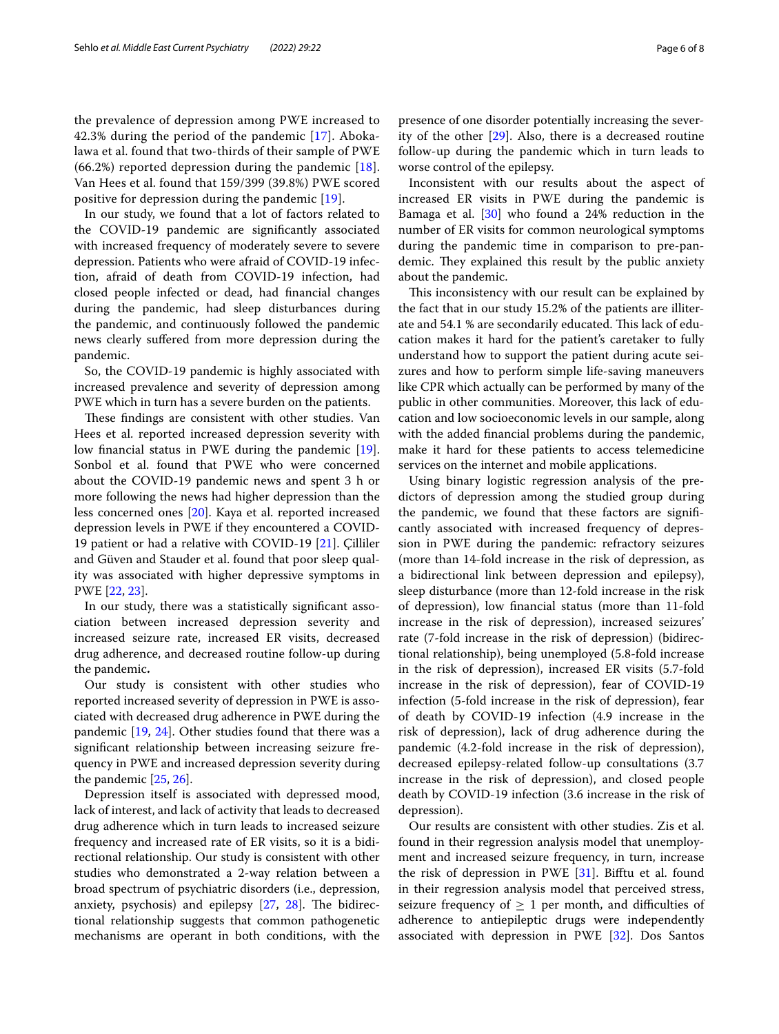the prevalence of depression among PWE increased to 42.3% during the period of the pandemic [17]. Abokalawa et al. found that two-thirds of their sample of PWE (66.2%) reported depression during the pandemic [18]. Van Hees et al. found that 159/399 (39.8%) PWE scored positive for depression during the pandemic [19].

In our study, we found that a lot of factors related to the COVID-19 pandemic are significantly associated with increased frequency of moderately severe to severe depression. Patients who were afraid of COVID-19 infection, afraid of death from COVID-19 infection, had closed people infected or dead, had financial changes during the pandemic, had sleep disturbances during the pandemic, and continuously followed the pandemic news clearly suffered from more depression during the pandemic.

So, the COVID-19 pandemic is highly associated with increased prevalence and severity of depression among PWE which in turn has a severe burden on the patients.

These findings are consistent with other studies. Van Hees et al. reported increased depression severity with low financial status in PWE during the pandemic [19]. Sonbol et al. found that PWE who were concerned about the COVID-19 pandemic news and spent 3 h or more following the news had higher depression than the less concerned ones [20]. Kaya et al. reported increased depression levels in PWE if they encountered a COVID-19 patient or had a relative with COVID-19 [21]. Çilliler and Güven and Stauder et al. found that poor sleep quality was associated with higher depressive symptoms in PWE [22, 23].

In our study, there was a statistically significant association between increased depression severity and increased seizure rate, increased ER visits, decreased drug adherence, and decreased routine follow-up during the pandemic**.**

Our study is consistent with other studies who reported increased severity of depression in PWE is associated with decreased drug adherence in PWE during the pandemic [19, 24]. Other studies found that there was a significant relationship between increasing seizure frequency in PWE and increased depression severity during the pandemic [25, 26].

Depression itself is associated with depressed mood, lack of interest, and lack of activity that leads to decreased drug adherence which in turn leads to increased seizure frequency and increased rate of ER visits, so it is a bidirectional relationship. Our study is consistent with other studies who demonstrated a 2-way relation between a broad spectrum of psychiatric disorders (i.e., depression, anxiety, psychosis) and epilepsy [27, 28]. The bidirectional relationship suggests that common pathogenetic mechanisms are operant in both conditions, with the presence of one disorder potentially increasing the severity of the other [29]. Also, there is a decreased routine follow-up during the pandemic which in turn leads to worse control of the epilepsy.

Inconsistent with our results about the aspect of increased ER visits in PWE during the pandemic is Bamaga et al. [30] who found a 24% reduction in the number of ER visits for common neurological symptoms during the pandemic time in comparison to pre-pandemic. They explained this result by the public anxiety about the pandemic.

This inconsistency with our result can be explained by the fact that in our study 15.2% of the patients are illiterate and 54.1 % are secondarily educated. This lack of education makes it hard for the patient's caretaker to fully understand how to support the patient during acute seizures and how to perform simple life-saving maneuvers like CPR which actually can be performed by many of the public in other communities. Moreover, this lack of education and low socioeconomic levels in our sample, along with the added financial problems during the pandemic, make it hard for these patients to access telemedicine services on the internet and mobile applications.

Using binary logistic regression analysis of the predictors of depression among the studied group during the pandemic, we found that these factors are significantly associated with increased frequency of depression in PWE during the pandemic: refractory seizures (more than 14-fold increase in the risk of depression, as a bidirectional link between depression and epilepsy), sleep disturbance (more than 12-fold increase in the risk of depression), low financial status (more than 11-fold increase in the risk of depression), increased seizures' rate (7-fold increase in the risk of depression) (bidirectional relationship), being unemployed (5.8-fold increase in the risk of depression), increased ER visits (5.7-fold increase in the risk of depression), fear of COVID-19 infection (5-fold increase in the risk of depression), fear of death by COVID-19 infection (4.9 increase in the risk of depression), lack of drug adherence during the pandemic (4.2-fold increase in the risk of depression), decreased epilepsy-related follow-up consultations (3.7 increase in the risk of depression), and closed people death by COVID-19 infection (3.6 increase in the risk of depression).

Our results are consistent with other studies. Zis et al. found in their regression analysis model that unemployment and increased seizure frequency, in turn, increase the risk of depression in PWE [31]. Bifftu et al. found in their regression analysis model that perceived stress, seizure frequency of $\geq$ 1 per month, and difficulties of adherence to antiepileptic drugs were independently associated with depression in PWE [32]. Dos Santos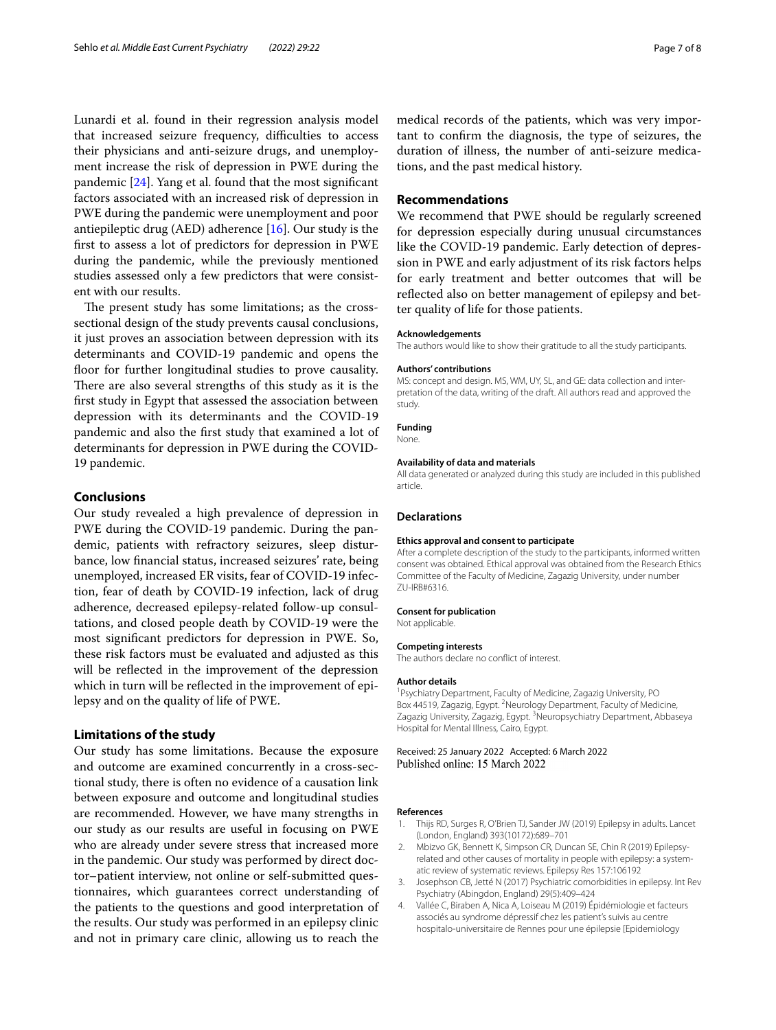Lunardi et al. found in their regression analysis model that increased seizure frequency, difficulties to access their physicians and anti-seizure drugs, and unemployment increase the risk of depression in PWE during the pandemic [24]. Yang et al. found that the most significant factors associated with an increased risk of depression in PWE during the pandemic were unemployment and poor antiepileptic drug (AED) adherence [16]. Our study is the first to assess a lot of predictors for depression in PWE during the pandemic, while the previously mentioned studies assessed only a few predictors that were consistent with our results.

The present study has some limitations; as the cross-sectional design of the study prevents causal conclusions, it just proves an association between depression with its determinants and COVID-19 pandemic and opens the floor for further longitudinal studies to prove causality. There are also several strengths of this study as it is the first study in Egypt that assessed the association between depression with its determinants and the COVID-19 pandemic and also the first study that examined a lot of determinants for depression in PWE during the COVID-19 pandemic.

## Conclusions

Our study revealed a high prevalence of depression in PWE during the COVID-19 pandemic. During the pandemic, patients with refractory seizures, sleep disturbance, low financial status, increased seizures' rate, being unemployed, increased ER visits, fear of COVID-19 infection, fear of death by COVID-19 infection, lack of drug adherence, decreased epilepsy-related follow-up consultations, and closed people death by COVID-19 were the most significant predictors for depression in PWE. So, these risk factors must be evaluated and adjusted as this will be reflected in the improvement of the depression which in turn will be reflected in the improvement of epilepsy and on the quality of life of PWE.

## Limitations of the study

Our study has some limitations. Because the exposure and outcome are examined concurrently in a cross-sectional study, there is often no evidence of a causation link between exposure and outcome and longitudinal studies are recommended. However, we have many strengths in our study as our results are useful in focusing on PWE who are already under severe stress that increased more in the pandemic. Our study was performed by direct doctor–patient interview, not online or self-submitted questionnaires, which guarantees correct understanding of the patients to the questions and good interpretation of the results. Our study was performed in an epilepsy clinic and not in primary care clinic, allowing us to reach the medical records of the patients, which was very important to confirm the diagnosis, the type of seizures, the duration of illness, the number of anti-seizure medications, and the past medical history.

## Recommendations

We recommend that PWE should be regularly screened for depression especially during unusual circumstances like the COVID-19 pandemic. Early detection of depression in PWE and early adjustment of its risk factors helps for early treatment and better outcomes that will be reflected also on better management of epilepsy and better quality of life for those patients.

#### Acknowledgements

The authors would like to show their gratitude to all the study participants.

#### Authors' contributions

MS: concept and design. MS, WM, UY, SL, and GE: data collection and interpretation of the data, writing of the draft. All authors read and approved the study.

#### Funding

None.

#### Availability of data and materials

All data generated or analyzed during this study are included in this published article.

## Declarations

#### Ethics approval and consent to participate

After a complete description of the study to the participants, informed written consent was obtained. Ethical approval was obtained from the Research Ethics Committee of the Faculty of Medicine, Zagazig University, under number ZU-IRB#6316.

#### Consent for publication

Not applicable.

#### Competing interests

The authors declare no conflict of interest.

#### Author details

[1] Psychiatry Department, Faculty of Medicine, Zagazig University, PO Box 44519, Zagazig, Egypt. [2] Neurology Department, Faculty of Medicine, Zagazig University, Zagazig, Egypt. [3] Neuropsychiatry Department, Abbaseya Hospital for Mental Illness, Cairo, Egypt.

Received: 25 January 2022 Accepted: 6 March 2022
Published online: 15 March 2022

#### References

1. Thijs RD, Surges R, O'Brien TJ, Sander JW (2019) Epilepsy in adults. Lancet (London, England) 393(10172):689–701
2. Mbizvo GK, Bennett K, Simpson CR, Duncan SE, Chin R (2019) Epilepsy-related and other causes of mortality in people with epilepsy: a systematic review of systematic reviews. Epilepsy Res 157:106192
3. Josephson CB, Jetté N (2017) Psychiatric comorbidities in epilepsy. Int Rev Psychiatry (Abingdon, England) 29(5):409–424
4. Vallée C, Biraben A, Nica A, Loiseau M (2019) Épidémiologie et facteurs associés au syndrome dépressif chez les patient's suivis au centre hospitalo-universitaire de Rennes pour une épilepsie [Epidemiology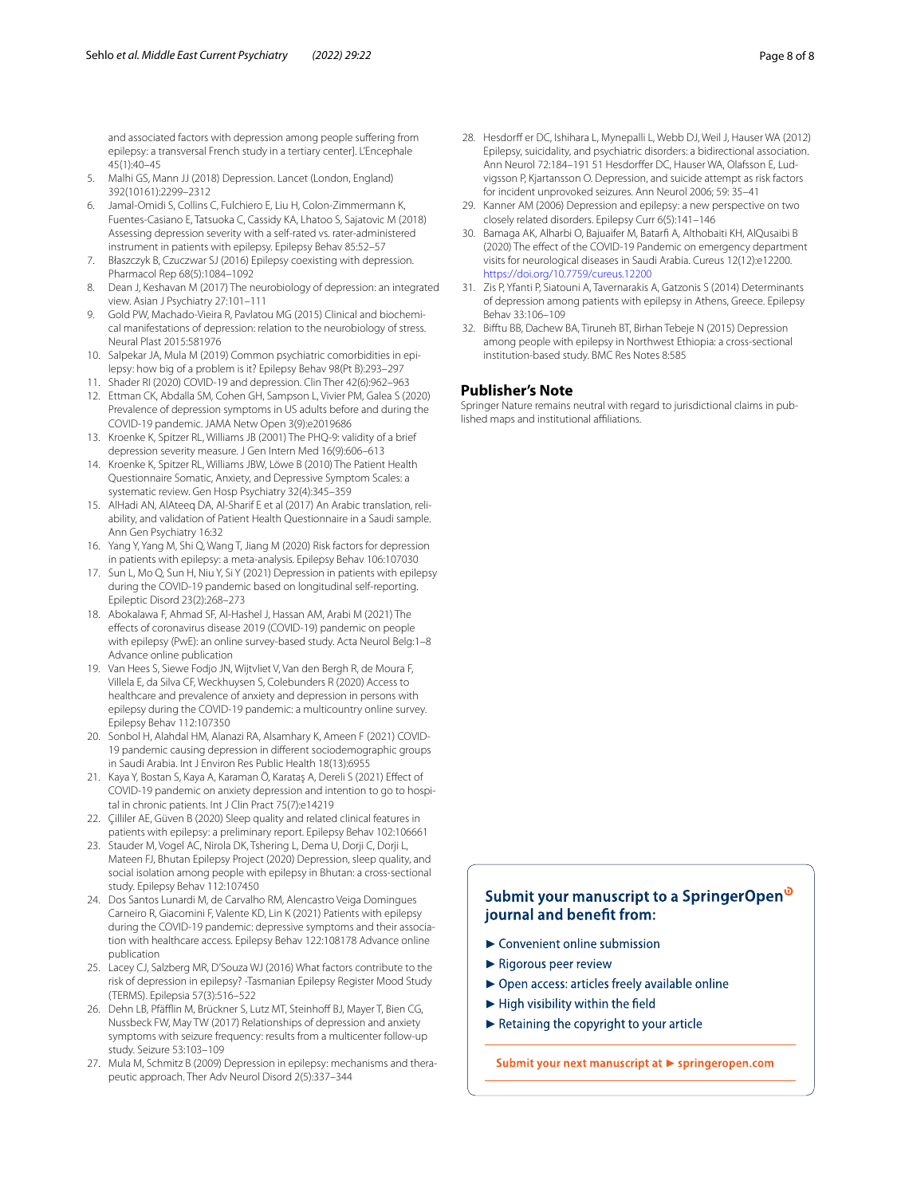and associated factors with depression among people suffering from epilepsy: a transversal French study in a tertiary center]. L'Encephale 45(1):40–45

5. Malhi GS, Mann JJ (2018) Depression. Lancet (London, England) 392(10161):2299–2312
6. Jamal-Omidi S, Collins C, Fulchiero E, Liu H, Colon-Zimmermann K, Fuentes-Casiano E, Tatsuoka C, Cassidy KA, Lhatoo S, Sajatovic M (2018) Assessing depression severity with a self-rated vs. rater-administered instrument in patients with epilepsy. Epilepsy Behav 85:52–57
7. Błaszczyk B, Czuczwar SJ (2016) Epilepsy coexisting with depression. Pharmacol Rep 68(5):1084–1092
8. Dean J, Keshavan M (2017) The neurobiology of depression: an integrated view. Asian J Psychiatry 27:101–111
9. Gold PW, Machado-Vieira R, Pavlatou MG (2015) Clinical and biochemical manifestations of depression: relation to the neurobiology of stress. Neural Plast 2015:581976
10. Salpekar JA, Mula M (2019) Common psychiatric comorbidities in epilepsy: how big of a problem is it? Epilepsy Behav 98(Pt B):293–297
11. Shader RI (2020) COVID-19 and depression. Clin Ther 42(6):962–963
12. Ettman CK, Abdalla SM, Cohen GH, Sampson L, Vivier PM, Galea S (2020) Prevalence of depression symptoms in US adults before and during the COVID-19 pandemic. JAMA Netw Open 3(9):e2019686
13. Kroenke K, Spitzer RL, Williams JB (2001) The PHQ-9: validity of a brief depression severity measure. J Gen Intern Med 16(9):606–613
14. Kroenke K, Spitzer RL, Williams JBW, Löwe B (2010) The Patient Health Questionnaire Somatic, Anxiety, and Depressive Symptom Scales: a systematic review. Gen Hosp Psychiatry 32(4):345–359
15. AlHadi AN, AlAteeq DA, Al-Sharif E et al (2017) An Arabic translation, reliability, and validation of Patient Health Questionnaire in a Saudi sample. Ann Gen Psychiatry 16:32
16. Yang Y, Yang M, Shi Q, Wang T, Jiang M (2020) Risk factors for depression in patients with epilepsy: a meta-analysis. Epilepsy Behav 106:107030
17. Sun L, Mo Q, Sun H, Niu Y, Si Y (2021) Depression in patients with epilepsy during the COVID-19 pandemic based on longitudinal self-reporting. Epileptic Disord 23(2):268–273
18. Abokalawa F, Ahmad SF, Al-Hashel J, Hassan AM, Arabi M (2021) The effects of coronavirus disease 2019 (COVID-19) pandemic on people with epilepsy (PwE): an online survey-based study. Acta Neurol Belg:1–8 Advance online publication
19. Van Hees S, Siewe Fodjo JN, Wijtvliet V, Van den Bergh R, de Moura F, Villela E, da Silva CF, Weckhuysen S, Colebunders R (2020) Access to healthcare and prevalence of anxiety and depression in persons with epilepsy during the COVID-19 pandemic: a multicountry online survey. Epilepsy Behav 112:107350
20. Sonbol H, Alahdal HM, Alanazi RA, Alsamhary K, Ameen F (2021) COVID-19 pandemic causing depression in different sociodemographic groups in Saudi Arabia. Int J Environ Res Public Health 18(13):6955
21. Kaya Y, Bostan S, Kaya A, Karaman Ö, Karataş A, Dereli S (2021) Effect of COVID-19 pandemic on anxiety depression and intention to go to hospital in chronic patients. Int J Clin Pract 75(7):e14219
22. Çilliler AE, Güven B (2020) Sleep quality and related clinical features in patients with epilepsy: a preliminary report. Epilepsy Behav 102:106661
23. Stauder M, Vogel AC, Nirola DK, Tshering L, Dema U, Dorji C, Dorji L, Mateen FJ, Bhutan Epilepsy Project (2020) Depression, sleep quality, and social isolation among people with epilepsy in Bhutan: a cross-sectional study. Epilepsy Behav 112:107450
24. Dos Santos Lunardi M, de Carvalho RM, Alencastro Veiga Domingues Carneiro R, Giacomini F, Valente KD, Lin K (2021) Patients with epilepsy during the COVID-19 pandemic: depressive symptoms and their association with healthcare access. Epilepsy Behav 122:108178 Advance online publication
25. Lacey CJ, Salzberg MR, D'Souza WJ (2016) What factors contribute to the risk of depression in epilepsy? -Tasmanian Epilepsy Register Mood Study (TERMS). Epilepsia 57(3):516–522
26. Dehn LB, Pfäfflin M, Brückner S, Lutz MT, Steinhoff BJ, Mayer T, Bien CG, Nussbeck FW, May TW (2017) Relationships of depression and anxiety symptoms with seizure frequency: results from a multicenter follow-up study. Seizure 53:103–109
27. Mula M, Schmitz B (2009) Depression in epilepsy: mechanisms and therapeutic approach. Ther Adv Neurol Disord 2(5):337–344
28. Hesdorff er DC, Ishihara L, Mynepalli L, Webb DJ, Weil J, Hauser WA (2012) Epilepsy, suicidality, and psychiatric disorders: a bidirectional association. Ann Neurol 72:184–191 51 Hesdorffer DC, Hauser WA, Olafsson E, Ludvigsson P, Kjartansson O. Depression, and suicide attempt as risk factors for incident unprovoked seizures. Ann Neurol 2006; 59: 35–41
29. Kanner AM (2006) Depression and epilepsy: a new perspective on two closely related disorders. Epilepsy Curr 6(5):141–146
30. Bamaga AK, Alharbi O, Bajuaifer M, Batarfi A, Althobaiti KH, AlQusaibi B (2020) The effect of the COVID-19 Pandemic on emergency department visits for neurological diseases in Saudi Arabia. Cureus 12(12):e12200. https://doi.org/10.7759/cureus.12200
31. Zis P, Yfanti P, Siatouni A, Tavernarakis A, Gatzonis S (2014) Determinants of depression among patients with epilepsy in Athens, Greece. Epilepsy Behav 33:106–109
32. Bifftu BB, Dachew BA, Tiruneh BT, Birhan Tebeje N (2015) Depression among people with epilepsy in Northwest Ethiopia: a cross-sectional institution-based study. BMC Res Notes 8:585

## Publisher's Note

Springer Nature remains neutral with regard to jurisdictional claims in published maps and institutional affiliations.

**Submit your manuscript to a SpringerOpen journal and benefit from:**

- ► Convenient online submission
- ► Rigorous peer review
- ► Open access: articles freely available online
- ► High visibility within the field
- ► Retaining the copyright to your article

**Submit your next manuscript at ► springeropen.com**